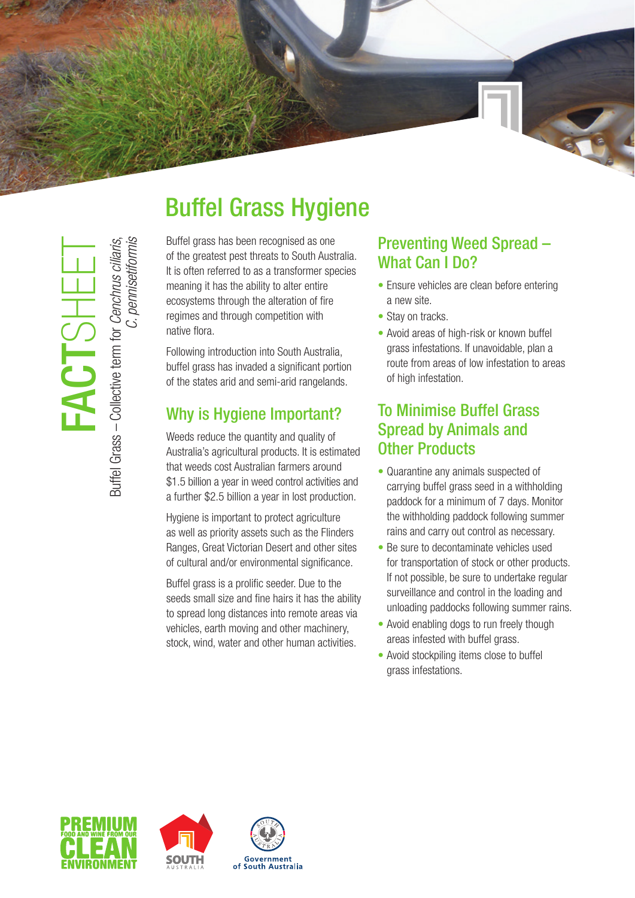FACTSHEET

Buffel Grass – Collective term for *Cenchrus ciliaris, C. pennisetiformis*

# Buffel Grass Hygiene

Buffel grass has been recognised as one of the greatest pest threats to South Australia. It is often referred to as a transformer species meaning it has the ability to alter entire ecosystems through the alteration of fire regimes and through competition with native flora.

Following introduction into South Australia, buffel grass has invaded a significant portion of the states arid and semi-arid rangelands.

## Why is Hygiene Important?

Weeds reduce the quantity and quality of Australia's agricultural products. It is estimated that weeds cost Australian farmers around $1.5 billion a year in weed control activities and a further $2.5 billion a year in lost production.

Hygiene is important to protect agriculture as well as priority assets such as the Flinders Ranges, Great Victorian Desert and other sites of cultural and/or environmental significance.

Buffel grass is a prolific seeder. Due to the seeds small size and fine hairs it has the ability to spread long distances into remote areas via vehicles, earth moving and other machinery, stock, wind, water and other human activities.

## Preventing Weed Spread – What Can I Do?

- Ensure vehicles are clean before entering a new site.
- Stay on tracks.
- Avoid areas of high-risk or known buffel grass infestations. If unavoidable, plan a route from areas of low infestation to areas of high infestation.

## To Minimise Buffel Grass Spread by Animals and Other Products

- Quarantine any animals suspected of carrying buffel grass seed in a withholding paddock for a minimum of 7 days. Monitor the withholding paddock following summer rains and carry out control as necessary.
- Be sure to decontaminate vehicles used for transportation of stock or other products. If not possible, be sure to undertake regular surveillance and control in the loading and unloading paddocks following summer rains.
- Avoid enabling dogs to run freely though areas infested with buffel grass.
- Avoid stockpiling items close to buffel grass infestations.

PREMIUM FOOD AND WINE FROM OUR CLEAN ENVIRONMENT

SOUTH AUSTRALIA

Government of South Australia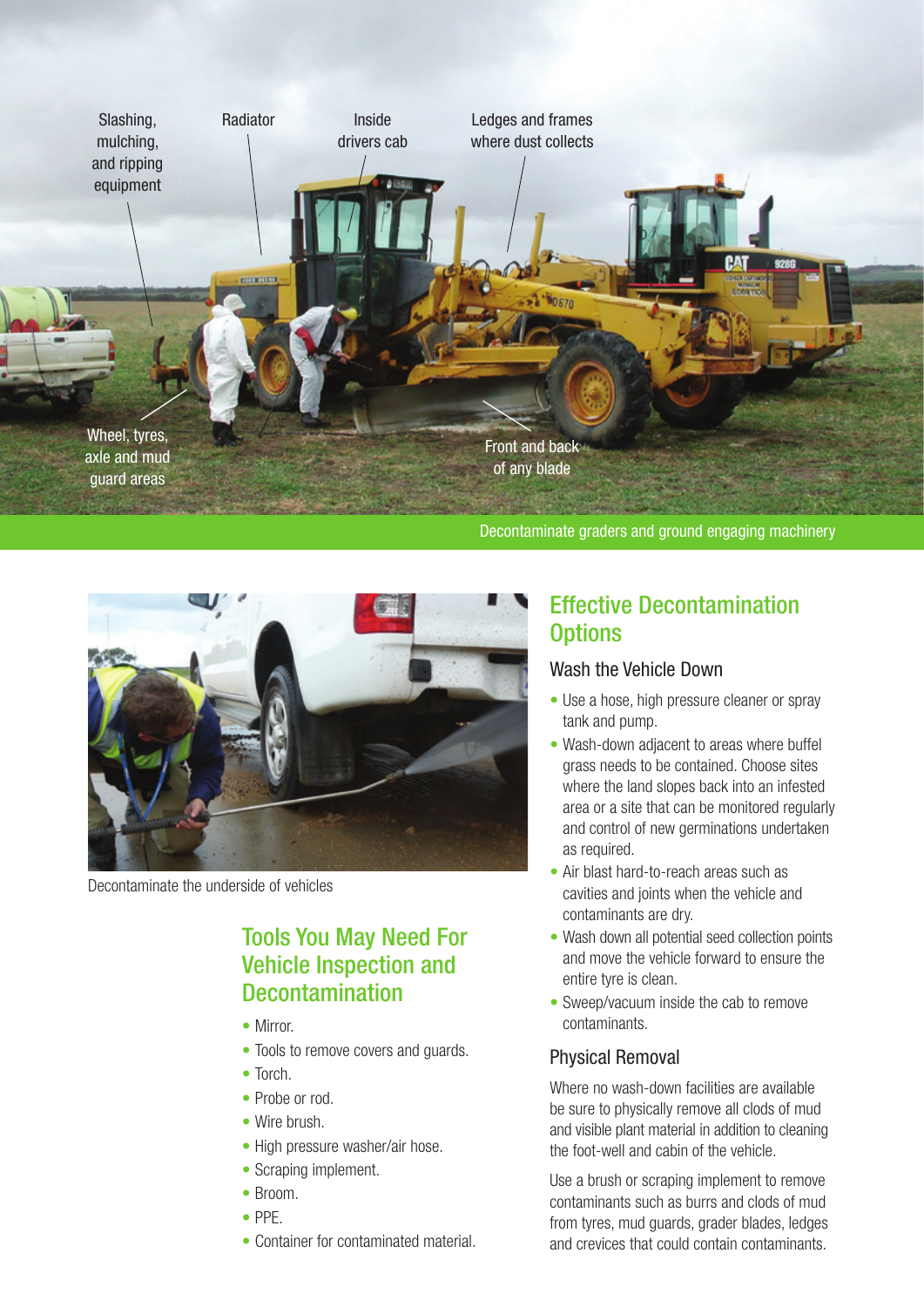Slashing, mulching, and ripping equipment

Radiator

Inside drivers cab

Ledges and frames where dust collects

Wheel, tyres, axle and mud guard areas

Front and back of any blade

Decontaminate graders and ground engaging machinery

Decontaminate the underside of vehicles

## Tools You May Need For Vehicle Inspection and Decontamination

- Mirror.
- Tools to remove covers and guards.
- Torch.
- Probe or rod.
- Wire brush.
- High pressure washer/air hose.
- Scraping implement.
- Broom.
- PPE.
- Container for contaminated material.

## Effective Decontamination Options

### Wash the Vehicle Down

- Use a hose, high pressure cleaner or spray tank and pump.
- Wash-down adjacent to areas where buffel grass needs to be contained. Choose sites where the land slopes back into an infested area or a site that can be monitored regularly and control of new germinations undertaken as required.
- Air blast hard-to-reach areas such as cavities and joints when the vehicle and contaminants are dry.
- Wash down all potential seed collection points and move the vehicle forward to ensure the entire tyre is clean.
- Sweep/vacuum inside the cab to remove contaminants.

### Physical Removal

Where no wash-down facilities are available be sure to physically remove all clods of mud and visible plant material in addition to cleaning the foot-well and cabin of the vehicle.

Use a brush or scraping implement to remove contaminants such as burrs and clods of mud from tyres, mud guards, grader blades, ledges and crevices that could contain contaminants.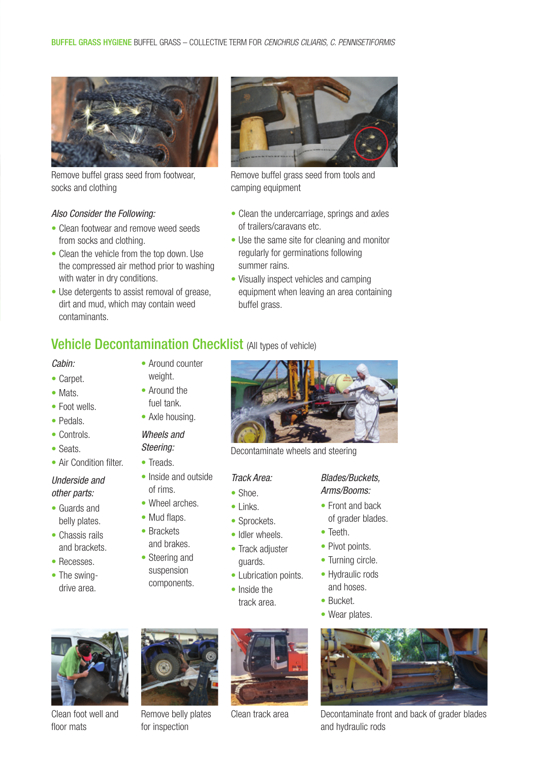Remove buffel grass seed from footwear, socks and clothing

Remove buffel grass seed from tools and camping equipment

*Also Consider the Following:*

- Clean footwear and remove weed seeds from socks and clothing.
- Clean the vehicle from the top down. Use the compressed air method prior to washing with water in dry conditions.
- Use detergents to assist removal of grease, dirt and mud, which may contain weed contaminants.
- Clean the undercarriage, springs and axles of trailers/caravans etc.
- Use the same site for cleaning and monitor regularly for germinations following summer rains.
- Visually inspect vehicles and camping equipment when leaving an area containing buffel grass.

## Vehicle Decontamination Checklist (All types of vehicle)

*Cabin:*

- Carpet.
- Mats.
- Foot wells.
- Pedals.
- Controls.
- Seats.
- Air Condition filter.

*Underside and other parts:*

- Guards and belly plates.
- Chassis rails and brackets.
- Recesses.
- The swing-drive area.
- Around counter weight.
- Around the fuel tank.
- Axle housing.

*Wheels and Steering:*

- Treads.
- Inside and outside of rims.
- Wheel arches.
- Mud flaps.
- Brackets and brakes.
- Steering and suspension components.

Decontaminate wheels and steering

*Track Area:*

- Shoe.
- Links.
- Sprockets.
- Idler wheels.
- Track adjuster guards.
- Lubrication points.
- Inside the track area.

*Blades/Buckets, Arms/Booms:*

- Front and back of grader blades.
- Teeth.
- Pivot points.
- Turning circle.
- Hydraulic rods and hoses.
- Bucket.
- Wear plates.

Clean foot well and floor mats

Remove belly plates for inspection

Clean track area

Decontaminate front and back of grader blades and hydraulic rods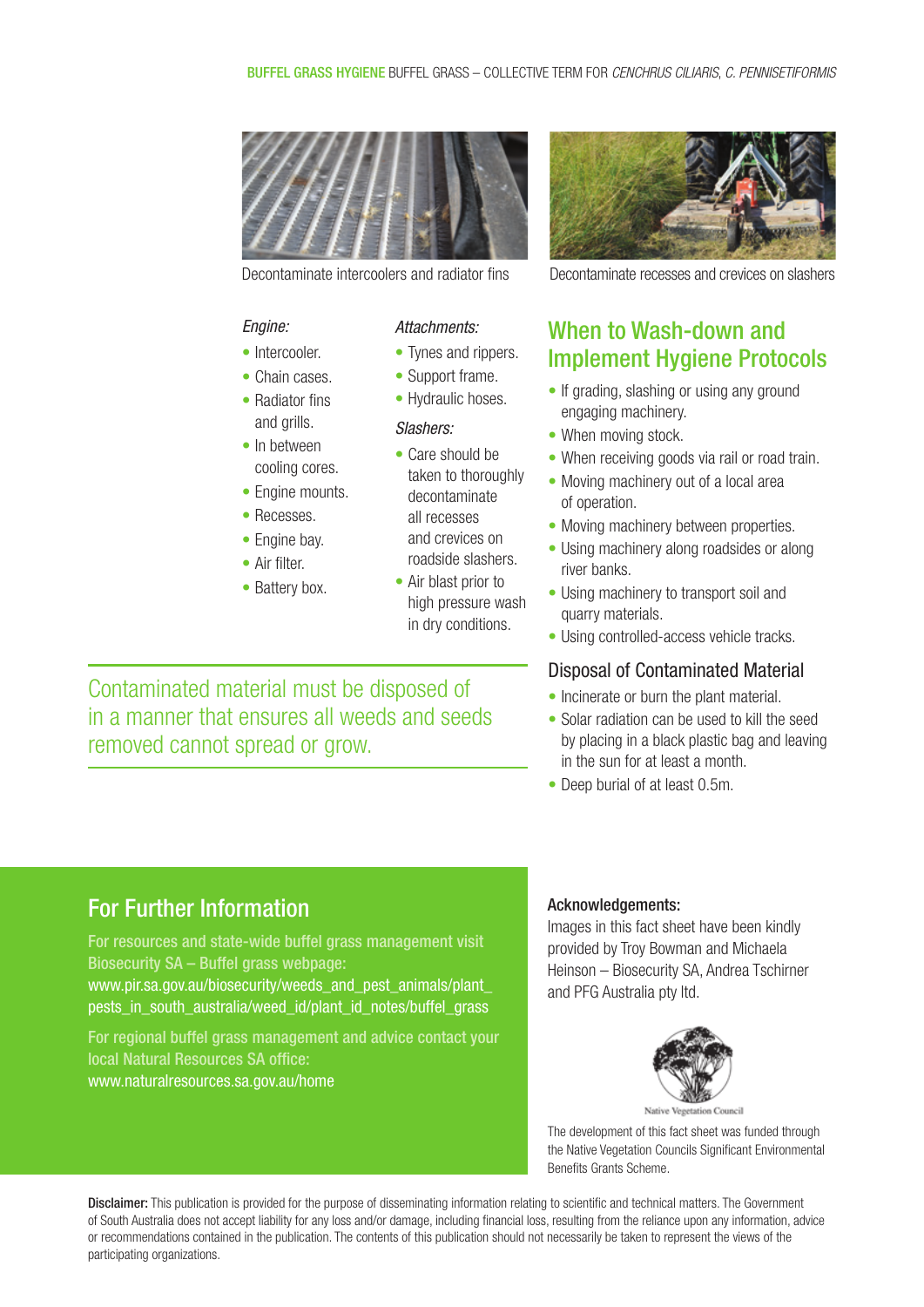Decontaminate intercoolers and radiator fins

Decontaminate recesses and crevices on slashers

*Engine:*

- Intercooler.
- Chain cases.
- Radiator fins and grills.
- In between cooling cores.
- Engine mounts.
- Recesses.
- Engine bay.
- Air filter.
- Battery box.

*Attachments:*

- Tynes and rippers.
- Support frame.
- Hydraulic hoses.

*Slashers:*

- Care should be taken to thoroughly decontaminate all recesses and crevices on roadside slashers.
- Air blast prior to high pressure wash in dry conditions.

Contaminated material must be disposed of in a manner that ensures all weeds and seeds removed cannot spread or grow.

## When to Wash-down and Implement Hygiene Protocols

- If grading, slashing or using any ground engaging machinery.
- When moving stock.
- When receiving goods via rail or road train.
- Moving machinery out of a local area of operation.
- Moving machinery between properties.
- Using machinery along roadsides or along river banks.
- Using machinery to transport soil and quarry materials.
- Using controlled-access vehicle tracks.

### Disposal of Contaminated Material

- Incinerate or burn the plant material.
- Solar radiation can be used to kill the seed by placing in a black plastic bag and leaving in the sun for at least a month.
- Deep burial of at least 0.5m.

## For Further Information

For resources and state-wide buffel grass management visit Biosecurity SA – Buffel grass webpage:
www.pir.sa.gov.au/biosecurity/weeds_and_pest_animals/plant_pests_in_south_australia/weed_id/plant_id_notes/buffel_grass

For regional buffel grass management and advice contact your local Natural Resources SA office:
www.naturalresources.sa.gov.au/home

**Acknowledgements:**

Images in this fact sheet have been kindly provided by Troy Bowman and Michaela Heinson – Biosecurity SA, Andrea Tschirner and PFG Australia pty ltd.

Native Vegetation Council

The development of this fact sheet was funded through the Native Vegetation Councils Significant Environmental Benefits Grants Scheme.

**Disclaimer:** This publication is provided for the purpose of disseminating information relating to scientific and technical matters. The Government of South Australia does not accept liability for any loss and/or damage, including financial loss, resulting from the reliance upon any information, advice or recommendations contained in the publication. The contents of this publication should not necessarily be taken to represent the views of the participating organizations.